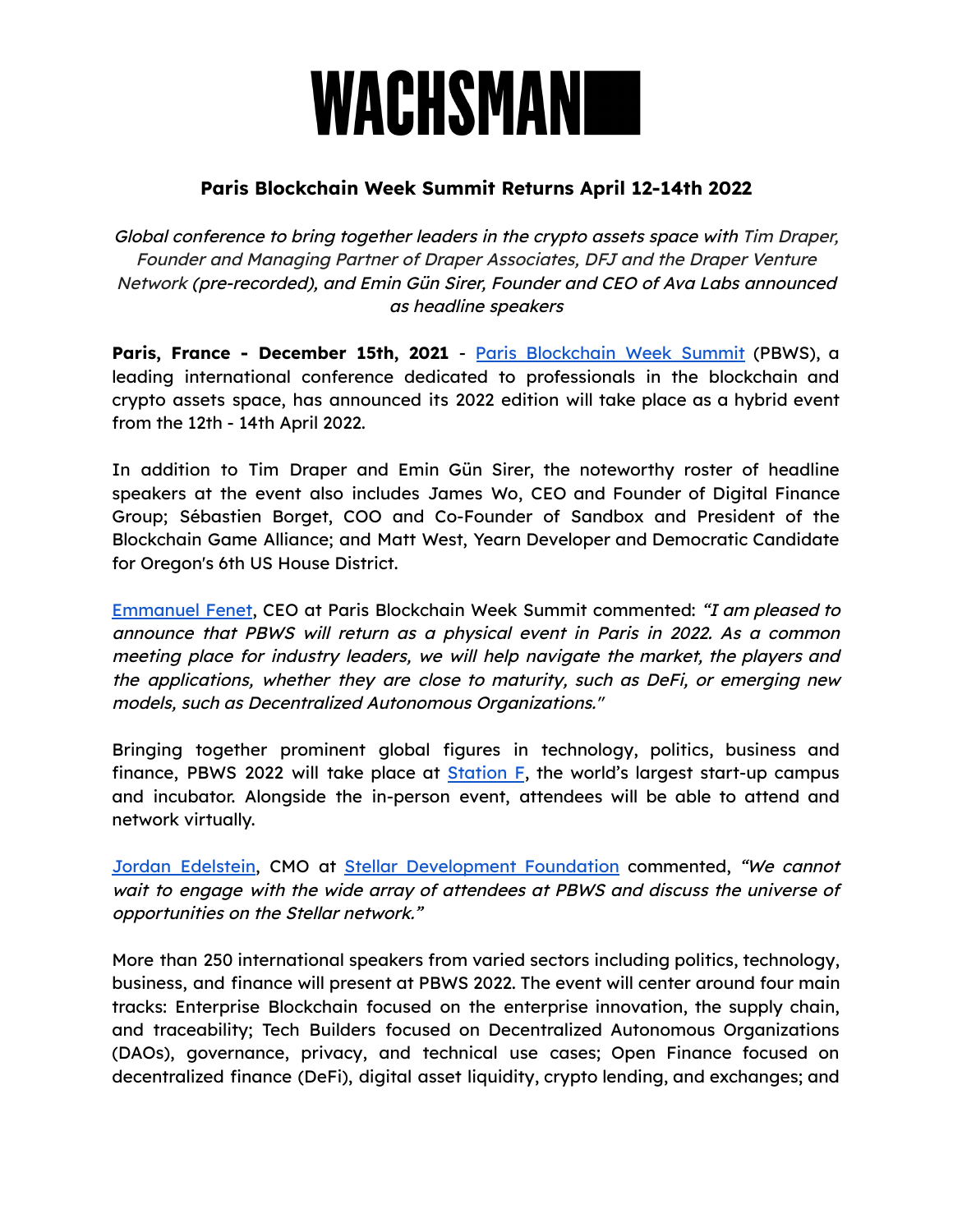# WACHSMAN

## Paris Blockchain Week Summit Returns April 12-14th 2022

*Global conference to bring together leaders in the crypto assets space with Tim Draper, Founder and Managing Partner of Draper Associates, DFJ and the Draper Venture Network (pre-recorded), and Emin Gün Sirer, Founder and CEO of Ava Labs announced as headline speakers*

**Paris, France - December 15th, 2021** - [Paris Blockchain Week Summit](#) (PBWS), a leading international conference dedicated to professionals in the blockchain and crypto assets space, has announced its 2022 edition will take place as a hybrid event from the 12th - 14th April 2022.

In addition to Tim Draper and Emin Gün Sirer, the noteworthy roster of headline speakers at the event also includes James Wo, CEO and Founder of Digital Finance Group; Sébastien Borget, COO and Co-Founder of Sandbox and President of the Blockchain Game Alliance; and Matt West, Yearn Developer and Democratic Candidate for Oregon's 6th US House District.

[Emmanuel Fenet](#), CEO at Paris Blockchain Week Summit commented: *"I am pleased to announce that PBWS will return as a physical event in Paris in 2022. As a common meeting place for industry leaders, we will help navigate the market, the players and the applications, whether they are close to maturity, such as DeFi, or emerging new models, such as Decentralized Autonomous Organizations."*

Bringing together prominent global figures in technology, politics, business and finance, PBWS 2022 will take place at [Station F](#), the world's largest start-up campus and incubator. Alongside the in-person event, attendees will be able to attend and network virtually.

[Jordan Edelstein](#), CMO at [Stellar Development Foundation](#) commented, *"We cannot wait to engage with the wide array of attendees at PBWS and discuss the universe of opportunities on the Stellar network."*

More than 250 international speakers from varied sectors including politics, technology, business, and finance will present at PBWS 2022. The event will center around four main tracks: Enterprise Blockchain focused on the enterprise innovation, the supply chain, and traceability; Tech Builders focused on Decentralized Autonomous Organizations (DAOs), governance, privacy, and technical use cases; Open Finance focused on decentralized finance (DeFi), digital asset liquidity, crypto lending, and exchanges; and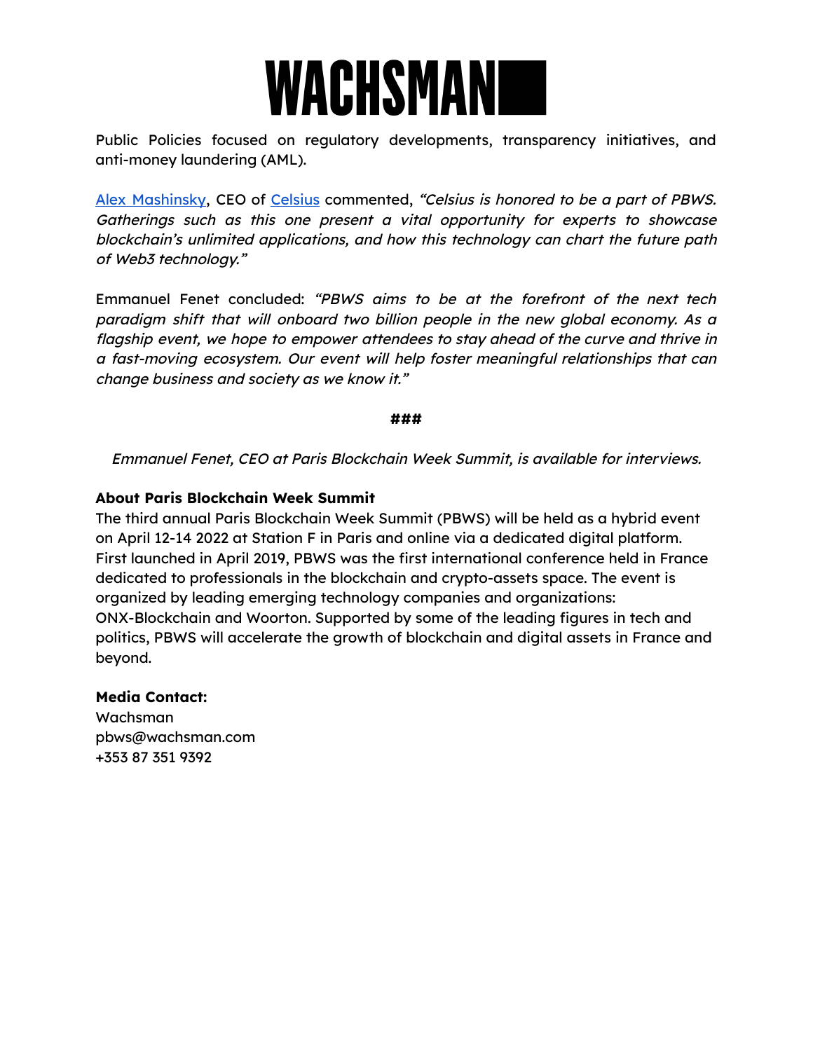# WACHSMAN

Public Policies focused on regulatory developments, transparency initiatives, and anti-money laundering (AML).

[Alex Mashinsky](), CEO of [Celsius]() commented, *"Celsius is honored to be a part of PBWS. Gatherings such as this one present a vital opportunity for experts to showcase blockchain's unlimited applications, and how this technology can chart the future path of Web3 technology."*

Emmanuel Fenet concluded: *"PBWS aims to be at the forefront of the next tech paradigm shift that will onboard two billion people in the new global economy. As a flagship event, we hope to empower attendees to stay ahead of the curve and thrive in a fast-moving ecosystem. Our event will help foster meaningful relationships that can change business and society as we know it."*

**###**

*Emmanuel Fenet, CEO at Paris Blockchain Week Summit, is available for interviews.*

**About Paris Blockchain Week Summit**

The third annual Paris Blockchain Week Summit (PBWS) will be held as a hybrid event on April 12-14 2022 at Station F in Paris and online via a dedicated digital platform. First launched in April 2019, PBWS was the first international conference held in France dedicated to professionals in the blockchain and crypto-assets space. The event is organized by leading emerging technology companies and organizations: ONX-Blockchain and Woorton. Supported by some of the leading figures in tech and politics, PBWS will accelerate the growth of blockchain and digital assets in France and beyond.

**Media Contact:**

Wachsman
pbws@wachsman.com
+353 87 351 9392